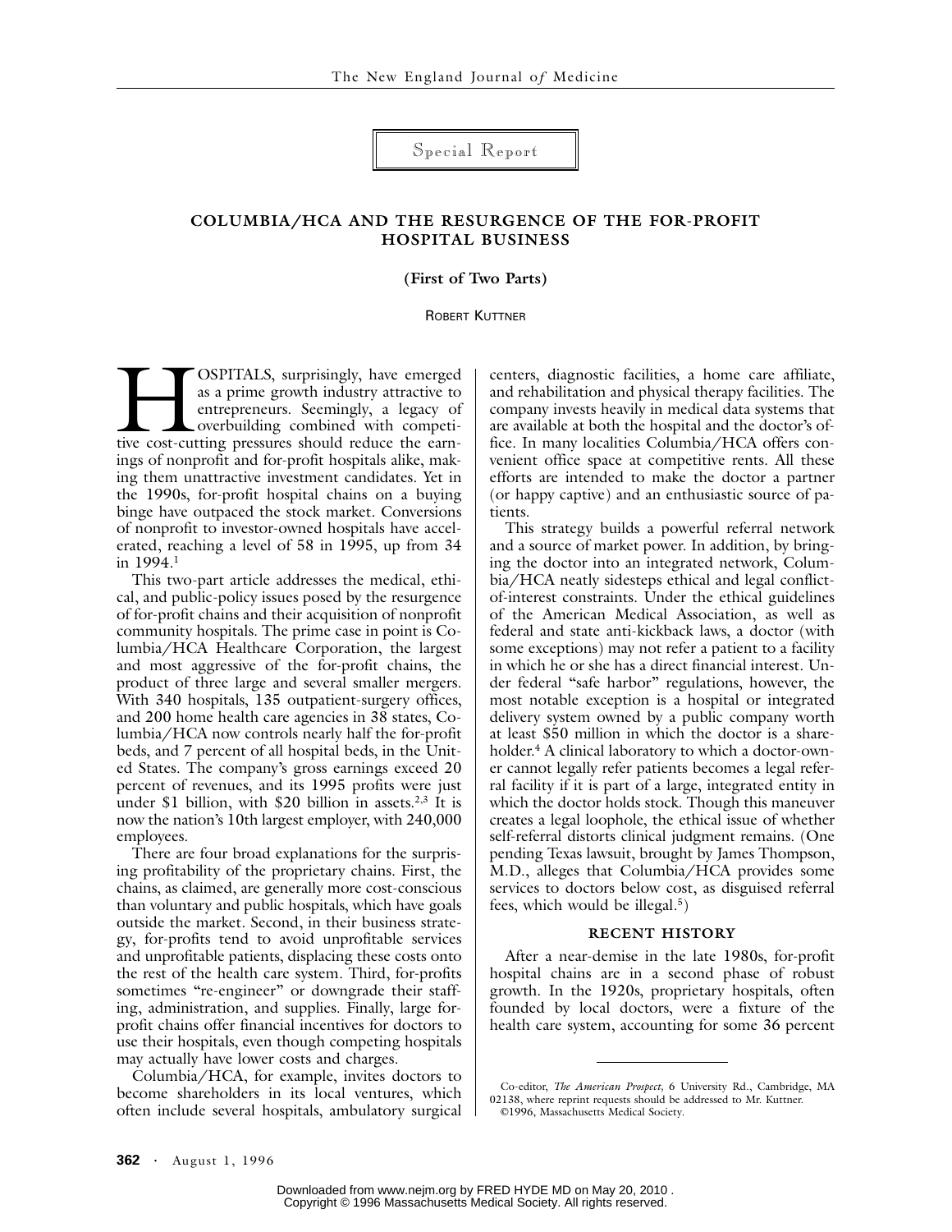Special Report

## COLUMBIA/HCA AND THE RESURGENCE OF THE FOR-PROFIT HOSPITAL BUSINESS

**(First of Two Parts)**

ROBERT KUTTNER

HOSPITALS, surprisingly, have emerged as a prime growth industry attractive to entrepreneurs. Seemingly, a legacy of overbuilding combined with competitive cost-cutting pressures should reduce the earnings of nonprofit and for-profit hospitals alike, making them unattractive investment candidates. Yet in the 1990s, for-profit hospital chains on a buying binge have outpaced the stock market. Conversions of nonprofit to investor-owned hospitals have accelerated, reaching a level of 58 in 1995, up from 34 in 1994.[1]

This two-part article addresses the medical, ethical, and public-policy issues posed by the resurgence of for-profit chains and their acquisition of nonprofit community hospitals. The prime case in point is Columbia/HCA Healthcare Corporation, the largest and most aggressive of the for-profit chains, the product of three large and several smaller mergers. With 340 hospitals, 135 outpatient-surgery offices, and 200 home health care agencies in 38 states, Columbia/HCA now controls nearly half the for-profit beds, and 7 percent of all hospital beds, in the United States. The company's gross earnings exceed 20 percent of revenues, and its 1995 profits were just under $1 billion, with $20 billion in assets.[2,3] It is now the nation's 10th largest employer, with 240,000 employees.

There are four broad explanations for the surprising profitability of the proprietary chains. First, the chains, as claimed, are generally more cost-conscious than voluntary and public hospitals, which have goals outside the market. Second, in their business strategy, for-profits tend to avoid unprofitable services and unprofitable patients, displacing these costs onto the rest of the health care system. Third, for-profits sometimes "re-engineer" or downgrade their staffing, administration, and supplies. Finally, large for-profit chains offer financial incentives for doctors to use their hospitals, even though competing hospitals may actually have lower costs and charges.

Columbia/HCA, for example, invites doctors to become shareholders in its local ventures, which often include several hospitals, ambulatory surgical centers, diagnostic facilities, a home care affiliate, and rehabilitation and physical therapy facilities. The company invests heavily in medical data systems that are available at both the hospital and the doctor's office. In many localities Columbia/HCA offers convenient office space at competitive rents. All these efforts are intended to make the doctor a partner (or happy captive) and an enthusiastic source of patients.

This strategy builds a powerful referral network and a source of market power. In addition, by bringing the doctor into an integrated network, Columbia/HCA neatly sidesteps ethical and legal conflict-of-interest constraints. Under the ethical guidelines of the American Medical Association, as well as federal and state anti-kickback laws, a doctor (with some exceptions) may not refer a patient to a facility in which he or she has a direct financial interest. Under federal "safe harbor" regulations, however, the most notable exception is a hospital or integrated delivery system owned by a public company worth at least $50 million in which the doctor is a shareholder.[4] A clinical laboratory to which a doctor-owner cannot legally refer patients becomes a legal referral facility if it is part of a large, integrated entity in which the doctor holds stock. Though this maneuver creates a legal loophole, the ethical issue of whether self-referral distorts clinical judgment remains. (One pending Texas lawsuit, brought by James Thompson, M.D., alleges that Columbia/HCA provides some services to doctors below cost, as disguised referral fees, which would be illegal.[5])

### RECENT HISTORY

After a near-demise in the late 1980s, for-profit hospital chains are in a second phase of robust growth. In the 1920s, proprietary hospitals, often founded by local doctors, were a fixture of the health care system, accounting for some 36 percent

---

Co-editor, *The American Prospect,* 6 University Rd., Cambridge, MA 02138, where reprint requests should be addressed to Mr. Kuttner.

©1996, Massachusetts Medical Society.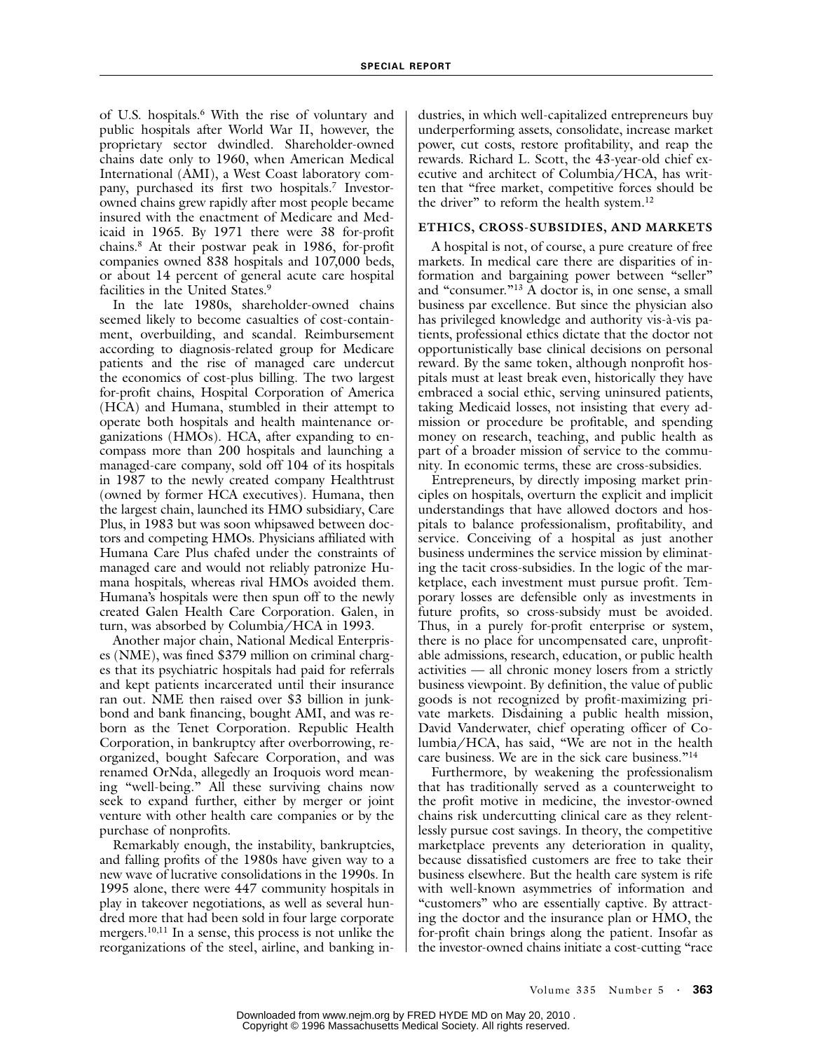of U.S. hospitals.[6] With the rise of voluntary and public hospitals after World War II, however, the proprietary sector dwindled. Shareholder-owned chains date only to 1960, when American Medical International (AMI), a West Coast laboratory company, purchased its first two hospitals.[7] Investor-owned chains grew rapidly after most people became insured with the enactment of Medicare and Medicaid in 1965. By 1971 there were 38 for-profit chains.[8] At their postwar peak in 1986, for-profit companies owned 838 hospitals and 107,000 beds, or about 14 percent of general acute care hospital facilities in the United States.[9]

In the late 1980s, shareholder-owned chains seemed likely to become casualties of cost-containment, overbuilding, and scandal. Reimbursement according to diagnosis-related group for Medicare patients and the rise of managed care undercut the economics of cost-plus billing. The two largest for-profit chains, Hospital Corporation of America (HCA) and Humana, stumbled in their attempt to operate both hospitals and health maintenance organizations (HMOs). HCA, after expanding to encompass more than 200 hospitals and launching a managed-care company, sold off 104 of its hospitals in 1987 to the newly created company Healthtrust (owned by former HCA executives). Humana, then the largest chain, launched its HMO subsidiary, Care Plus, in 1983 but was soon whipsawed between doctors and competing HMOs. Physicians affiliated with Humana Care Plus chafed under the constraints of managed care and would not reliably patronize Humana hospitals, whereas rival HMOs avoided them. Humana's hospitals were then spun off to the newly created Galen Health Care Corporation. Galen, in turn, was absorbed by Columbia/HCA in 1993.

Another major chain, National Medical Enterprises (NME), was fined $379 million on criminal charges that its psychiatric hospitals had paid for referrals and kept patients incarcerated until their insurance ran out. NME then raised over $3 billion in junk-bond and bank financing, bought AMI, and was reborn as the Tenet Corporation. Republic Health Corporation, in bankruptcy after overborrowing, reorganized, bought Safecare Corporation, and was renamed OrNda, allegedly an Iroquois word meaning "well-being." All these surviving chains now seek to expand further, either by merger or joint venture with other health care companies or by the purchase of nonprofits.

Remarkably enough, the instability, bankruptcies, and falling profits of the 1980s have given way to a new wave of lucrative consolidations in the 1990s. In 1995 alone, there were 447 community hospitals in play in takeover negotiations, as well as several hundred more that had been sold in four large corporate mergers.[10,11] In a sense, this process is not unlike the reorganizations of the steel, airline, and banking industries, in which well-capitalized entrepreneurs buy underperforming assets, consolidate, increase market power, cut costs, restore profitability, and reap the rewards. Richard L. Scott, the 43-year-old chief executive and architect of Columbia/HCA, has written that "free market, competitive forces should be the driver" to reform the health system.[12]

## ETHICS, CROSS-SUBSIDIES, AND MARKETS

A hospital is not, of course, a pure creature of free markets. In medical care there are disparities of information and bargaining power between "seller" and "consumer."[13] A doctor is, in one sense, a small business par excellence. But since the physician also has privileged knowledge and authority vis-à-vis patients, professional ethics dictate that the doctor not opportunistically base clinical decisions on personal reward. By the same token, although nonprofit hospitals must at least break even, historically they have embraced a social ethic, serving uninsured patients, taking Medicaid losses, not insisting that every admission or procedure be profitable, and spending money on research, teaching, and public health as part of a broader mission of service to the community. In economic terms, these are cross-subsidies.

Entrepreneurs, by directly imposing market principles on hospitals, overturn the explicit and implicit understandings that have allowed doctors and hospitals to balance professionalism, profitability, and service. Conceiving of a hospital as just another business undermines the service mission by eliminating the tacit cross-subsidies. In the logic of the marketplace, each investment must pursue profit. Temporary losses are defensible only as investments in future profits, so cross-subsidy must be avoided. Thus, in a purely for-profit enterprise or system, there is no place for uncompensated care, unprofitable admissions, research, education, or public health activities — all chronic money losers from a strictly business viewpoint. By definition, the value of public goods is not recognized by profit-maximizing private markets. Disdaining a public health mission, David Vanderwater, chief operating officer of Columbia/HCA, has said, "We are not in the health care business. We are in the sick care business."[14]

Furthermore, by weakening the professionalism that has traditionally served as a counterweight to the profit motive in medicine, the investor-owned chains risk undercutting clinical care as they relentlessly pursue cost savings. In theory, the competitive marketplace prevents any deterioration in quality, because dissatisfied customers are free to take their business elsewhere. But the health care system is rife with well-known asymmetries of information and "customers" who are essentially captive. By attracting the doctor and the insurance plan or HMO, the for-profit chain brings along the patient. Insofar as the investor-owned chains initiate a cost-cutting "race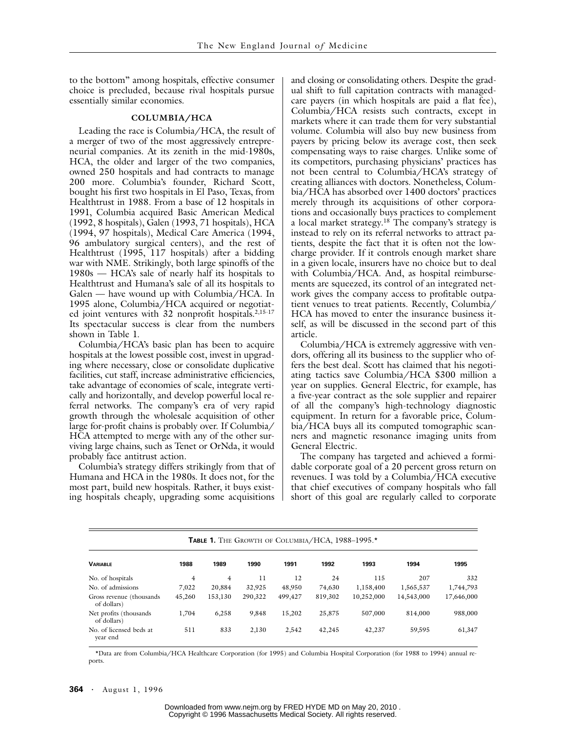to the bottom" among hospitals, effective consumer choice is precluded, because rival hospitals pursue essentially similar economies.

## COLUMBIA/HCA

Leading the race is Columbia/HCA, the result of a merger of two of the most aggressively entrepreneurial companies. At its zenith in the mid-1980s, HCA, the older and larger of the two companies, owned 250 hospitals and had contracts to manage 200 more. Columbia's founder, Richard Scott, bought his first two hospitals in El Paso, Texas, from Healthtrust in 1988. From a base of 12 hospitals in 1991, Columbia acquired Basic American Medical (1992, 8 hospitals), Galen (1993, 71 hospitals), HCA (1994, 97 hospitals), Medical Care America (1994, 96 ambulatory surgical centers), and the rest of Healthtrust (1995, 117 hospitals) after a bidding war with NME. Strikingly, both large spinoffs of the 1980s — HCA's sale of nearly half its hospitals to Healthtrust and Humana's sale of all its hospitals to Galen — have wound up with Columbia/HCA. In 1995 alone, Columbia/HCA acquired or negotiated joint ventures with 32 nonprofit hospitals.[2,15-17] Its spectacular success is clear from the numbers shown in Table 1.

Columbia/HCA's basic plan has been to acquire hospitals at the lowest possible cost, invest in upgrading where necessary, close or consolidate duplicative facilities, cut staff, increase administrative efficiencies, take advantage of economies of scale, integrate vertically and horizontally, and develop powerful local referral networks. The company's era of very rapid growth through the wholesale acquisition of other large for-profit chains is probably over. If Columbia/HCA attempted to merge with any of the other surviving large chains, such as Tenet or OrNda, it would probably face antitrust action.

Columbia's strategy differs strikingly from that of Humana and HCA in the 1980s. It does not, for the most part, build new hospitals. Rather, it buys existing hospitals cheaply, upgrading some acquisitions and closing or consolidating others. Despite the gradual shift to full capitation contracts with managed-care payers (in which hospitals are paid a flat fee), Columbia/HCA resists such contracts, except in markets where it can trade them for very substantial volume. Columbia will also buy new business from payers by pricing below its average cost, then seek compensating ways to raise charges. Unlike some of its competitors, purchasing physicians' practices has not been central to Columbia/HCA's strategy of creating alliances with doctors. Nonetheless, Columbia/HCA has absorbed over 1400 doctors' practices merely through its acquisitions of other corporations and occasionally buys practices to complement a local market strategy.[18] The company's strategy is instead to rely on its referral networks to attract patients, despite the fact that it is often not the low-charge provider. If it controls enough market share in a given locale, insurers have no choice but to deal with Columbia/HCA. And, as hospital reimbursements are squeezed, its control of an integrated network gives the company access to profitable outpatient venues to treat patients. Recently, Columbia/HCA has moved to enter the insurance business itself, as will be discussed in the second part of this article.

Columbia/HCA is extremely aggressive with vendors, offering all its business to the supplier who offers the best deal. Scott has claimed that his negotiating tactics save Columbia/HCA $300 million a year on supplies. General Electric, for example, has a five-year contract as the sole supplier and repairer of all the company's high-technology diagnostic equipment. In return for a favorable price, Columbia/HCA buys all its computed tomographic scanners and magnetic resonance imaging units from General Electric.

The company has targeted and achieved a formidable corporate goal of a 20 percent gross return on revenues. I was told by a Columbia/HCA executive that chief executives of company hospitals who fall short of this goal are regularly called to corporate

**TABLE 1.** THE GROWTH OF COLUMBIA/HCA, 1988–1995.*

| VARIABLE | 1988 | 1989 | 1990 | 1991 | 1992 | 1993 | 1994 | 1995 |
|---|---|---|---|---|---|---|---|---|
| No. of hospitals | 4 | 4 | 11 | 12 | 24 | 115 | 207 | 332 |
| No. of admissions | 7,022 | 20,884 | 32,925 | 48,950 | 74,630 | 1,158,400 | 1,565,537 | 1,744,793 |
| Gross revenue (thousands of dollars) | 45,260 | 153,130 | 290,322 | 499,427 | 819,302 | 10,252,000 | 14,543,000 | 17,646,000 |
| Net profits (thousands of dollars) | 1,704 | 6,258 | 9,848 | 15,202 | 25,875 | 507,000 | 814,000 | 988,000 |
| No. of licensed beds at year end | 511 | 833 | 2,130 | 2,542 | 42,245 | 42,237 | 59,595 | 61,347 |

*Data are from Columbia/HCA Healthcare Corporation (for 1995) and Columbia Hospital Corporation (for 1988 to 1994) annual reports.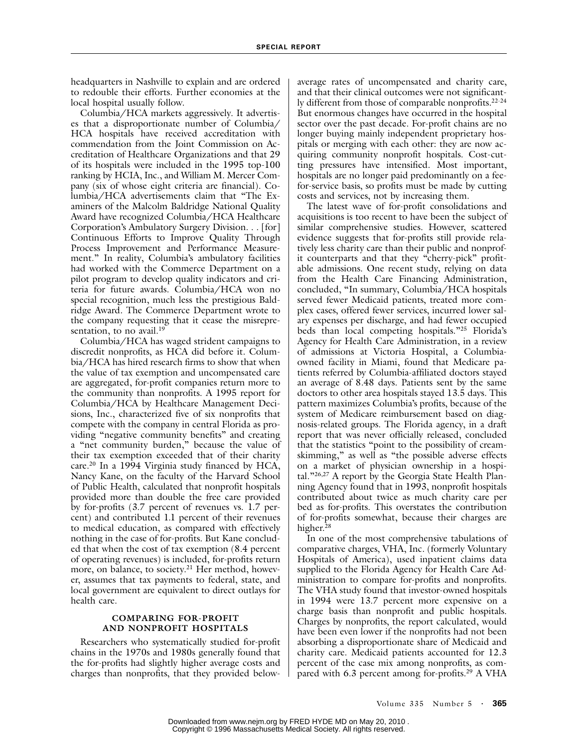headquarters in Nashville to explain and are ordered to redouble their efforts. Further economies at the local hospital usually follow.

Columbia/HCA markets aggressively. It advertises that a disproportionate number of Columbia/HCA hospitals have received accreditation with commendation from the Joint Commission on Accreditation of Healthcare Organizations and that 29 of its hospitals were included in the 1995 top-100 ranking by HCIA, Inc., and William M. Mercer Company (six of whose eight criteria are financial). Columbia/HCA advertisements claim that "The Examiners of the Malcolm Baldridge National Quality Award have recognized Columbia/HCA Healthcare Corporation's Ambulatory Surgery Division. . . [for] Continuous Efforts to Improve Quality Through Process Improvement and Performance Measurement." In reality, Columbia's ambulatory facilities had worked with the Commerce Department on a pilot program to develop quality indicators and criteria for future awards. Columbia/HCA won no special recognition, much less the prestigious Baldridge Award. The Commerce Department wrote to the company requesting that it cease the misrepresentation, to no avail.[19]

Columbia/HCA has waged strident campaigns to discredit nonprofits, as HCA did before it. Columbia/HCA has hired research firms to show that when the value of tax exemption and uncompensated care are aggregated, for-profit companies return more to the community than nonprofits. A 1995 report for Columbia/HCA by Healthcare Management Decisions, Inc., characterized five of six nonprofits that compete with the company in central Florida as providing "negative community benefits" and creating a "net community burden," because the value of their tax exemption exceeded that of their charity care.[20] In a 1994 Virginia study financed by HCA, Nancy Kane, on the faculty of the Harvard School of Public Health, calculated that nonprofit hospitals provided more than double the free care provided by for-profits (3.7 percent of revenues vs. 1.7 percent) and contributed 1.1 percent of their revenues to medical education, as compared with effectively nothing in the case of for-profits. But Kane concluded that when the cost of tax exemption (8.4 percent of operating revenues) is included, for-profits return more, on balance, to society.[21] Her method, however, assumes that tax payments to federal, state, and local government are equivalent to direct outlays for health care.

## COMPARING FOR-PROFIT AND NONPROFIT HOSPITALS

Researchers who systematically studied for-profit chains in the 1970s and 1980s generally found that the for-profits had slightly higher average costs and charges than nonprofits, that they provided below-average rates of uncompensated and charity care, and that their clinical outcomes were not significantly different from those of comparable nonprofits.[22-24] But enormous changes have occurred in the hospital sector over the past decade. For-profit chains are no longer buying mainly independent proprietary hospitals or merging with each other: they are now acquiring community nonprofit hospitals. Cost-cutting pressures have intensified. Most important, hospitals are no longer paid predominantly on a fee-for-service basis, so profits must be made by cutting costs and services, not by increasing them.

The latest wave of for-profit consolidations and acquisitions is too recent to have been the subject of similar comprehensive studies. However, scattered evidence suggests that for-profits still provide relatively less charity care than their public and nonprofit counterparts and that they "cherry-pick" profitable admissions. One recent study, relying on data from the Health Care Financing Administration, concluded, "In summary, Columbia/HCA hospitals served fewer Medicaid patients, treated more complex cases, offered fewer services, incurred lower salary expenses per discharge, and had fewer occupied beds than local competing hospitals."[25] Florida's Agency for Health Care Administration, in a review of admissions at Victoria Hospital, a Columbia-owned facility in Miami, found that Medicare patients referred by Columbia-affiliated doctors stayed an average of 8.48 days. Patients sent by the same doctors to other area hospitals stayed 13.5 days. This pattern maximizes Columbia's profits, because of the system of Medicare reimbursement based on diagnosis-related groups. The Florida agency, in a draft report that was never officially released, concluded that the statistics "point to the possibility of cream-skimming," as well as "the possible adverse effects on a market of physician ownership in a hospital."[26,27] A report by the Georgia State Health Planning Agency found that in 1993, nonprofit hospitals contributed about twice as much charity care per bed as for-profits. This overstates the contribution of for-profits somewhat, because their charges are higher.[28]

In one of the most comprehensive tabulations of comparative charges, VHA, Inc. (formerly Voluntary Hospitals of America), used inpatient claims data supplied to the Florida Agency for Health Care Administration to compare for-profits and nonprofits. The VHA study found that investor-owned hospitals in 1994 were 13.7 percent more expensive on a charge basis than nonprofit and public hospitals. Charges by nonprofits, the report calculated, would have been even lower if the nonprofits had not been absorbing a disproportionate share of Medicaid and charity care. Medicaid patients accounted for 12.3 percent of the case mix among nonprofits, as compared with 6.3 percent among for-profits.[29] A VHA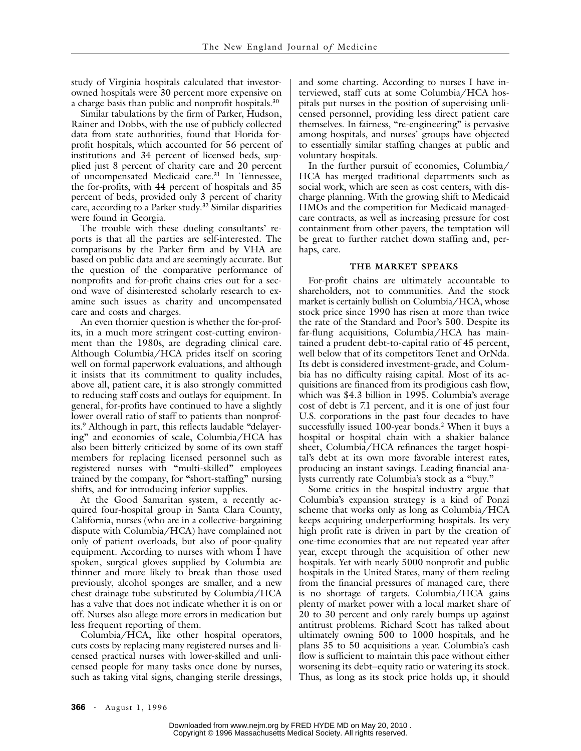study of Virginia hospitals calculated that investor-owned hospitals were 30 percent more expensive on a charge basis than public and nonprofit hospitals.[30]

Similar tabulations by the firm of Parker, Hudson, Rainer and Dobbs, with the use of publicly collected data from state authorities, found that Florida for-profit hospitals, which accounted for 56 percent of institutions and 34 percent of licensed beds, supplied just 8 percent of charity care and 20 percent of uncompensated Medicaid care.[31] In Tennessee, the for-profits, with 44 percent of hospitals and 35 percent of beds, provided only 3 percent of charity care, according to a Parker study.[32] Similar disparities were found in Georgia.

The trouble with these dueling consultants' reports is that all the parties are self-interested. The comparisons by the Parker firm and by VHA are based on public data and are seemingly accurate. But the question of the comparative performance of nonprofits and for-profit chains cries out for a second wave of disinterested scholarly research to examine such issues as charity and uncompensated care and costs and charges.

An even thornier question is whether the for-profits, in a much more stringent cost-cutting environment than the 1980s, are degrading clinical care. Although Columbia/HCA prides itself on scoring well on formal paperwork evaluations, and although it insists that its commitment to quality includes, above all, patient care, it is also strongly committed to reducing staff costs and outlays for equipment. In general, for-profits have continued to have a slightly lower overall ratio of staff to patients than nonprofits.[9] Although in part, this reflects laudable "delayering" and economies of scale, Columbia/HCA has also been bitterly criticized by some of its own staff members for replacing licensed personnel such as registered nurses with "multi-skilled" employees trained by the company, for "short-staffing" nursing shifts, and for introducing inferior supplies.

At the Good Samaritan system, a recently acquired four-hospital group in Santa Clara County, California, nurses (who are in a collective-bargaining dispute with Columbia/HCA) have complained not only of patient overloads, but also of poor-quality equipment. According to nurses with whom I have spoken, surgical gloves supplied by Columbia are thinner and more likely to break than those used previously, alcohol sponges are smaller, and a new chest drainage tube substituted by Columbia/HCA has a valve that does not indicate whether it is on or off. Nurses also allege more errors in medication but less frequent reporting of them.

Columbia/HCA, like other hospital operators, cuts costs by replacing many registered nurses and licensed practical nurses with lower-skilled and unlicensed people for many tasks once done by nurses, such as taking vital signs, changing sterile dressings, and some charting. According to nurses I have interviewed, staff cuts at some Columbia/HCA hospitals put nurses in the position of supervising unlicensed personnel, providing less direct patient care themselves. In fairness, "re-engineering" is pervasive among hospitals, and nurses' groups have objected to essentially similar staffing changes at public and voluntary hospitals.

In the further pursuit of economies, Columbia/HCA has merged traditional departments such as social work, which are seen as cost centers, with discharge planning. With the growing shift to Medicaid HMOs and the competition for Medicaid managed-care contracts, as well as increasing pressure for cost containment from other payers, the temptation will be great to further ratchet down staffing and, perhaps, care.

## THE MARKET SPEAKS

For-profit chains are ultimately accountable to shareholders, not to communities. And the stock market is certainly bullish on Columbia/HCA, whose stock price since 1990 has risen at more than twice the rate of the Standard and Poor's 500. Despite its far-flung acquisitions, Columbia/HCA has maintained a prudent debt-to-capital ratio of 45 percent, well below that of its competitors Tenet and OrNda. Its debt is considered investment-grade, and Columbia has no difficulty raising capital. Most of its acquisitions are financed from its prodigious cash flow, which was $4.3 billion in 1995. Columbia's average cost of debt is 7.1 percent, and it is one of just four U.S. corporations in the past four decades to have successfully issued 100-year bonds.[2] When it buys a hospital or hospital chain with a shakier balance sheet, Columbia/HCA refinances the target hospital's debt at its own more favorable interest rates, producing an instant savings. Leading financial analysts currently rate Columbia's stock as a "buy."

Some critics in the hospital industry argue that Columbia's expansion strategy is a kind of Ponzi scheme that works only as long as Columbia/HCA keeps acquiring underperforming hospitals. Its very high profit rate is driven in part by the creation of one-time economies that are not repeated year after year, except through the acquisition of other new hospitals. Yet with nearly 5000 nonprofit and public hospitals in the United States, many of them reeling from the financial pressures of managed care, there is no shortage of targets. Columbia/HCA gains plenty of market power with a local market share of 20 to 30 percent and only rarely bumps up against antitrust problems. Richard Scott has talked about ultimately owning 500 to 1000 hospitals, and he plans 35 to 50 acquisitions a year. Columbia's cash flow is sufficient to maintain this pace without either worsening its debt–equity ratio or watering its stock. Thus, as long as its stock price holds up, it should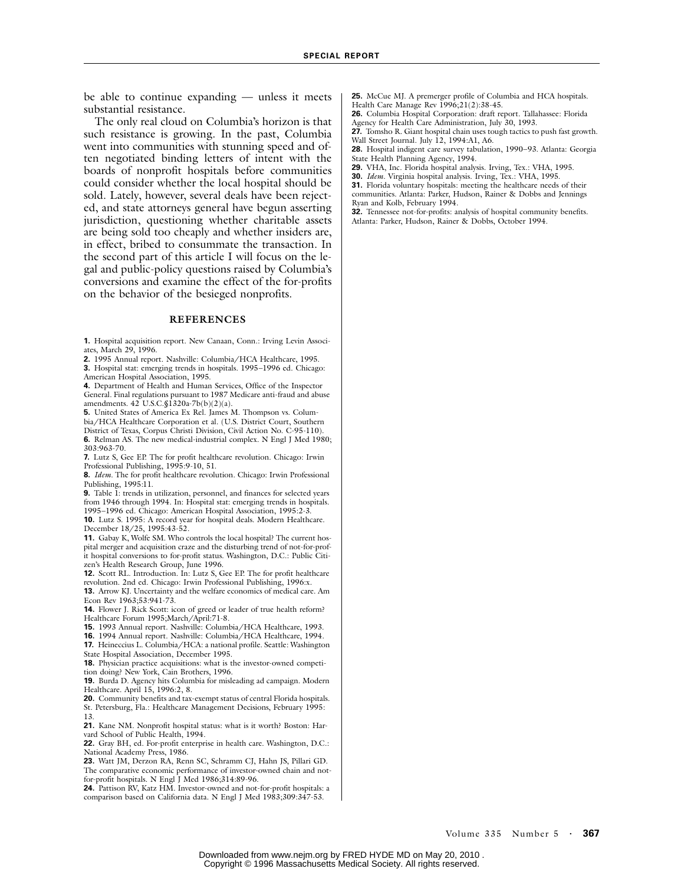be able to continue expanding — unless it meets substantial resistance.

The only real cloud on Columbia's horizon is that such resistance is growing. In the past, Columbia went into communities with stunning speed and often negotiated binding letters of intent with the boards of nonprofit hospitals before communities could consider whether the local hospital should be sold. Lately, however, several deals have been rejected, and state attorneys general have begun asserting jurisdiction, questioning whether charitable assets are being sold too cheaply and whether insiders are, in effect, bribed to consummate the transaction. In the second part of this article I will focus on the legal and public-policy questions raised by Columbia's conversions and examine the effect of the for-profits on the behavior of the besieged nonprofits.

## REFERENCES

**1.** Hospital acquisition report. New Canaan, Conn.: Irving Levin Associates, March 29, 1996.

**2.** 1995 Annual report. Nashville: Columbia/HCA Healthcare, 1995.

**3.** Hospital stat: emerging trends in hospitals. 1995–1996 ed. Chicago: American Hospital Association, 1995.

**4.** Department of Health and Human Services, Office of the Inspector General. Final regulations pursuant to 1987 Medicare anti-fraud and abuse amendments. 42 U.S.C.§1320a-7b(b)(2)(a).

**5.** United States of America Ex Rel. James M. Thompson vs. Columbia/HCA Healthcare Corporation et al. (U.S. District Court, Southern District of Texas, Corpus Christi Division, Civil Action No. C-95-110).

**6.** Relman AS. The new medical-industrial complex. N Engl J Med 1980; 303:963-70.

**7.** Lutz S, Gee EP. The for profit healthcare revolution. Chicago: Irwin Professional Publishing, 1995:9-10, 51.

**8.** *Idem*. The for profit healthcare revolution. Chicago: Irwin Professional Publishing, 1995:11.

**9.** Table 1: trends in utilization, personnel, and finances for selected years from 1946 through 1994. In: Hospital stat: emerging trends in hospitals. 1995–1996 ed. Chicago: American Hospital Association, 1995:2-3.

**10.** Lutz S. 1995: A record year for hospital deals. Modern Healthcare. December 18/25, 1995:43-52.

**11.** Gabay K, Wolfe SM. Who controls the local hospital? The current hospital merger and acquisition craze and the disturbing trend of not-for-profit hospital conversions to for-profit status. Washington, D.C.: Public Citizen's Health Research Group, June 1996.

**12.** Scott RL. Introduction. In: Lutz S, Gee EP. The for profit healthcare revolution. 2nd ed. Chicago: Irwin Professional Publishing, 1996:x.

**13.** Arrow KJ. Uncertainty and the welfare economics of medical care. Am Econ Rev 1963;53:941-73.

**14.** Flower J. Rick Scott: icon of greed or leader of true health reform? Healthcare Forum 1995;March/April:71-8.

**15.** 1993 Annual report. Nashville: Columbia/HCA Healthcare, 1993.

**16.** 1994 Annual report. Nashville: Columbia/HCA Healthcare, 1994.

**17.** Heineccius L. Columbia/HCA: a national profile. Seattle: Washington State Hospital Association, December 1995.

**18.** Physician practice acquisitions: what is the investor-owned competition doing? New York, Cain Brothers, 1996.

**19.** Burda D. Agency hits Columbia for misleading ad campaign. Modern Healthcare. April 15, 1996:2, 8.

**20.** Community benefits and tax-exempt status of central Florida hospitals. St. Petersburg, Fla.: Healthcare Management Decisions, February 1995: 13.

**21.** Kane NM. Nonprofit hospital status: what is it worth? Boston: Harvard School of Public Health, 1994.

**22.** Gray BH, ed. For-profit enterprise in health care. Washington, D.C.: National Academy Press, 1986.

**23.** Watt JM, Derzon RA, Renn SC, Schramm CJ, Hahn JS, Pillari GD. The comparative economic performance of investor-owned chain and not-for-profit hospitals. N Engl J Med 1986;314:89-96.

**24.** Pattison RV, Katz HM. Investor-owned and not-for-profit hospitals: a comparison based on California data. N Engl J Med 1983;309:347-53.

**25.** McCue MJ. A premerger profile of Columbia and HCA hospitals. Health Care Manage Rev 1996;21(2):38-45.

**26.** Columbia Hospital Corporation: draft report. Tallahassee: Florida Agency for Health Care Administration, July 30, 1993.

**27.** Tomsho R. Giant hospital chain uses tough tactics to push fast growth. Wall Street Journal. July 12, 1994:A1, A6.

**28.** Hospital indigent care survey tabulation, 1990–93. Atlanta: Georgia State Health Planning Agency, 1994.

**29.** VHA, Inc. Florida hospital analysis. Irving, Tex.: VHA, 1995.

**30.** *Idem*. Virginia hospital analysis. Irving, Tex.: VHA, 1995.

**31.** Florida voluntary hospitals: meeting the healthcare needs of their communities. Atlanta: Parker, Hudson, Rainer & Dobbs and Jennings Ryan and Kolb, February 1994.

**32.** Tennessee not-for-profits: analysis of hospital community benefits. Atlanta: Parker, Hudson, Rainer & Dobbs, October 1994.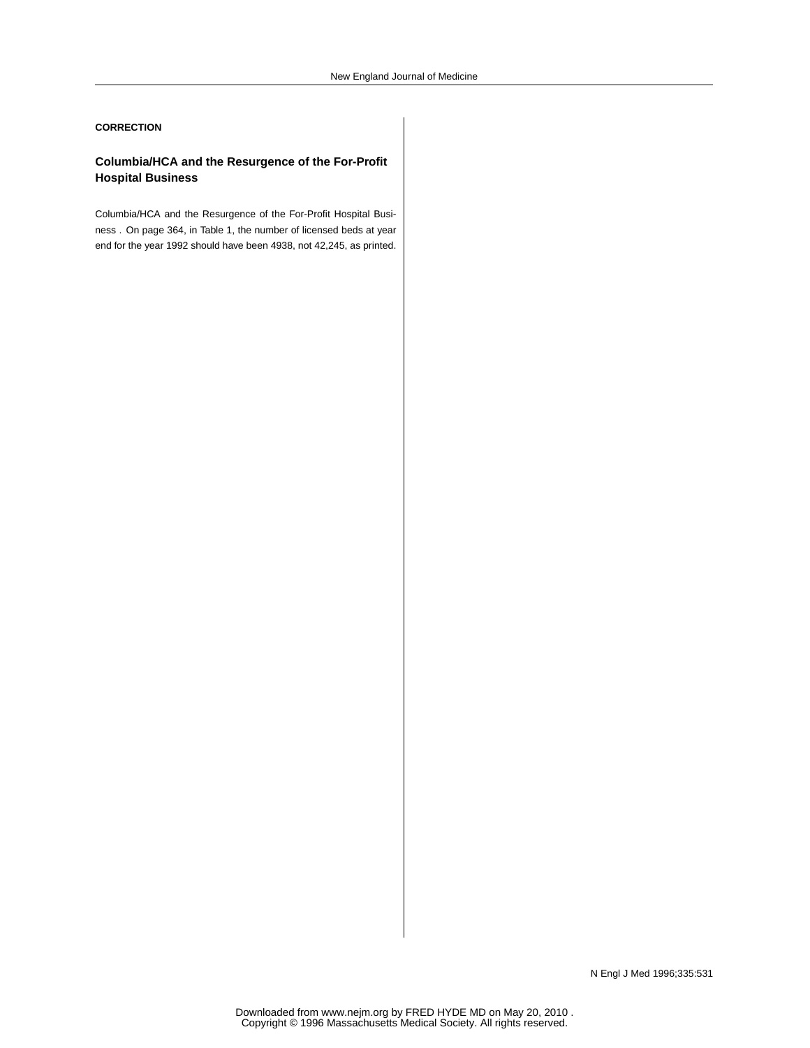**CORRECTION**

## Columbia/HCA and the Resurgence of the For-Profit Hospital Business

Columbia/HCA and the Resurgence of the For-Profit Hospital Business . On page 364, in Table 1, the number of licensed beds at year end for the year 1992 should have been 4938, not 42,245, as printed.